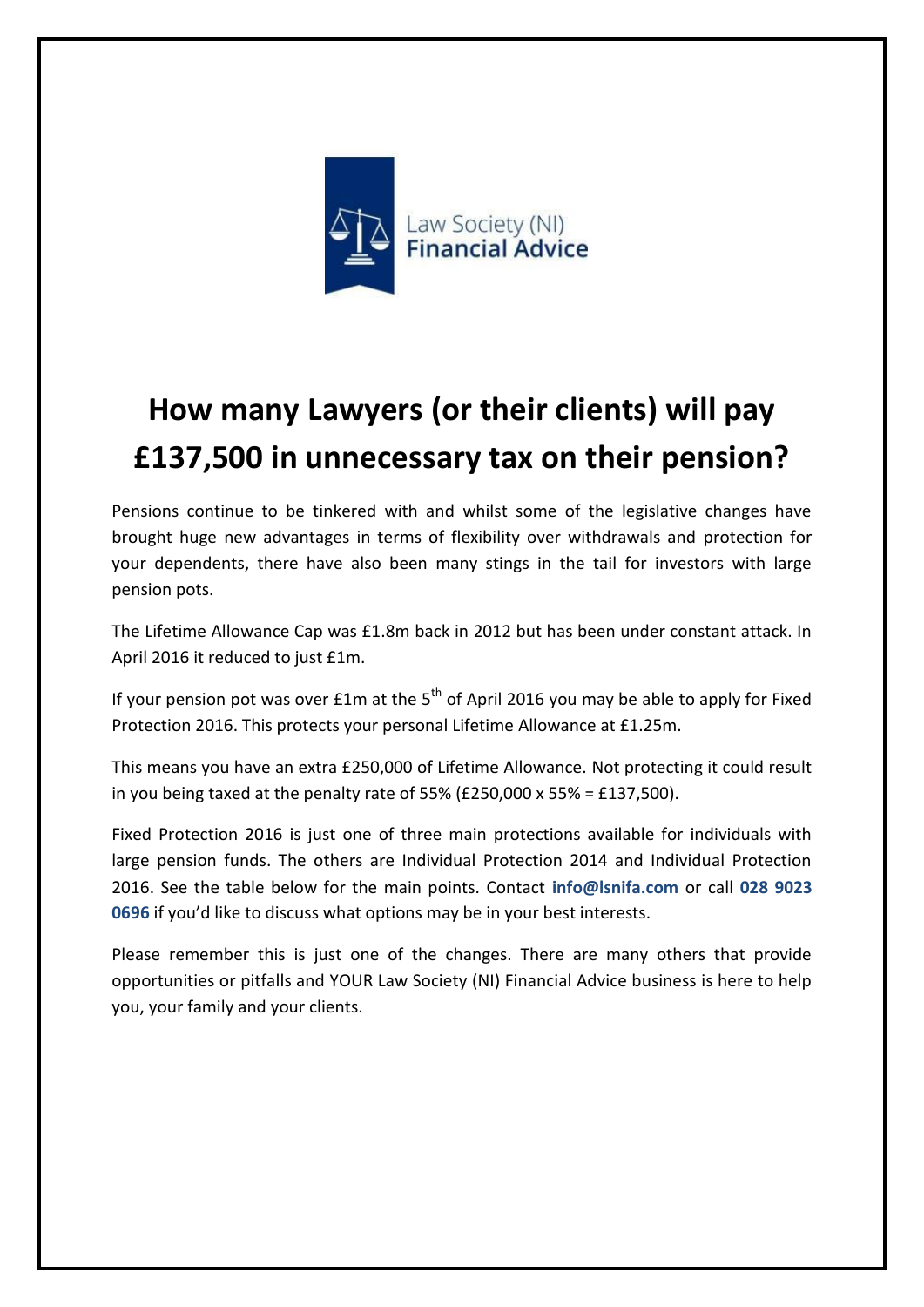Law Society (NI) **Financial Advice**

# How many Lawyers (or their clients) will pay £137,500 in unnecessary tax on their pension?

Pensions continue to be tinkered with and whilst some of the legislative changes have brought huge new advantages in terms of flexibility over withdrawals and protection for your dependents, there have also been many stings in the tail for investors with large pension pots.

The Lifetime Allowance Cap was £1.8m back in 2012 but has been under constant attack. In April 2016 it reduced to just £1m.

If your pension pot was over £1m at the 5th of April 2016 you may be able to apply for Fixed Protection 2016. This protects your personal Lifetime Allowance at £1.25m.

This means you have an extra £250,000 of Lifetime Allowance. Not protecting it could result in you being taxed at the penalty rate of 55% (£250,000 x 55% = £137,500).

Fixed Protection 2016 is just one of three main protections available for individuals with large pension funds. The others are Individual Protection 2014 and Individual Protection 2016. See the table below for the main points. Contact **info@lsnifa.com** or call **028 9023 0696** if you'd like to discuss what options may be in your best interests.

Please remember this is just one of the changes. There are many others that provide opportunities or pitfalls and YOUR Law Society (NI) Financial Advice business is here to help you, your family and your clients.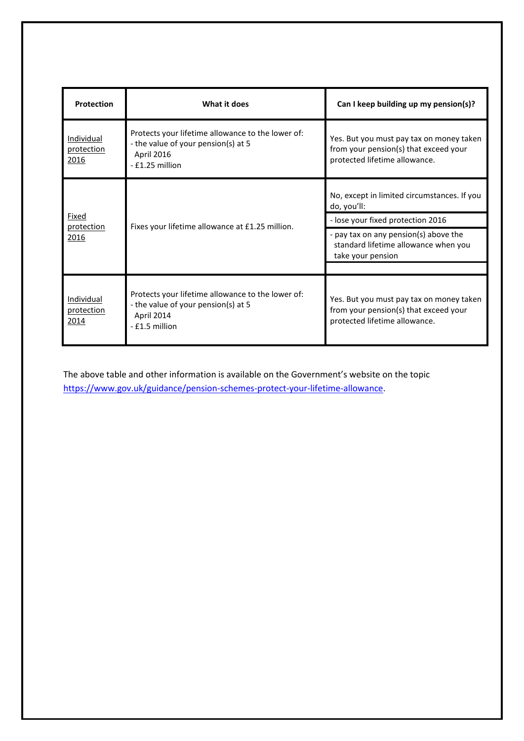| Protection | What it does | Can I keep building up my pension(s)? |
| --- | --- | --- |
| Individual protection 2016 | Protects your lifetime allowance to the lower of:<br>- the value of your pension(s) at 5 April 2016<br>- £1.25 million | Yes. But you must pay tax on money taken from your pension(s) that exceed your protected lifetime allowance. |
| Fixed protection 2016 | Fixes your lifetime allowance at £1.25 million. | No, except in limited circumstances. If you do, you'll:<br>- lose your fixed protection 2016<br>- pay tax on any pension(s) above the standard lifetime allowance when you take your pension |
| Individual protection 2014 | Protects your lifetime allowance to the lower of:<br>- the value of your pension(s) at 5 April 2014<br>- £1.5 million | Yes. But you must pay tax on money taken from your pension(s) that exceed your protected lifetime allowance. |

The above table and other information is available on the Government's website on the topic https://www.gov.uk/guidance/pension-schemes-protect-your-lifetime-allowance.